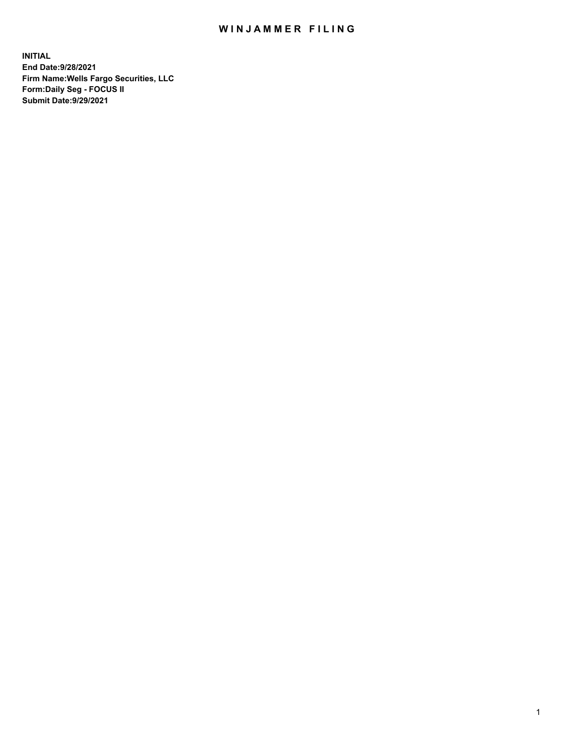# WINJAMMER FILING

**INITIAL**
**End Date:9/28/2021**
**Firm Name:Wells Fargo Securities, LLC**
**Form:Daily Seg - FOCUS II**
**Submit Date:9/29/2021**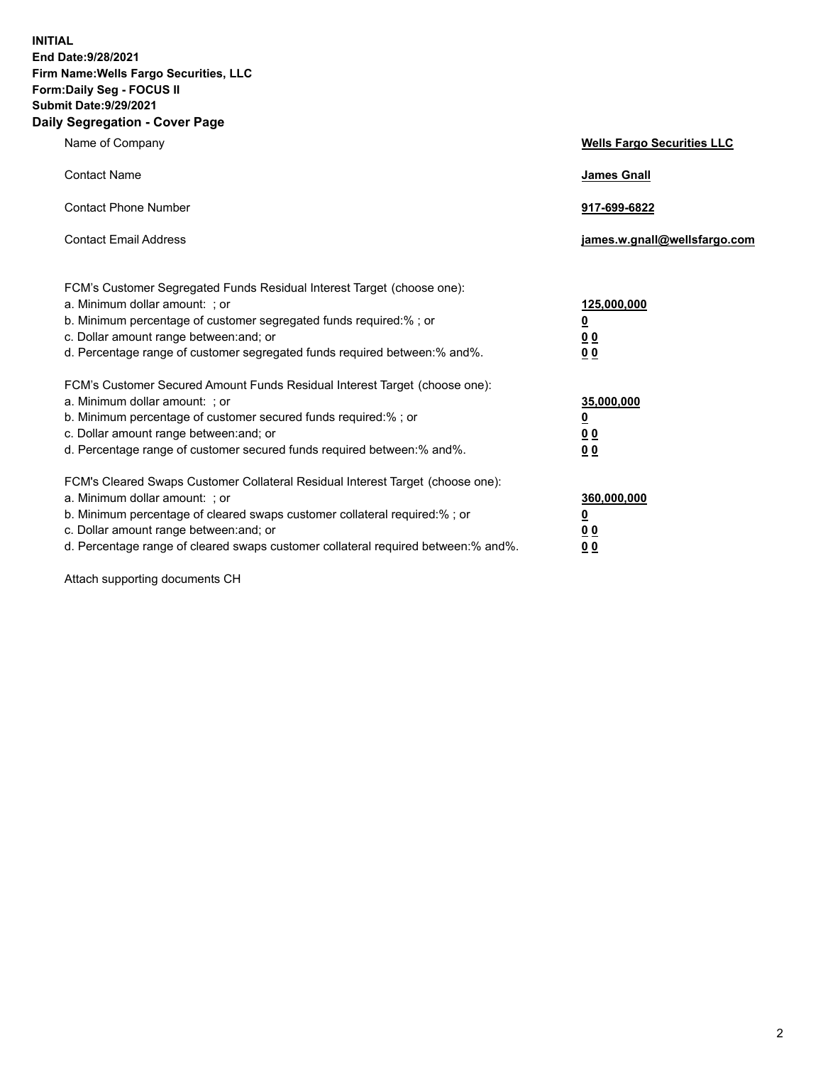**INITIAL**
**End Date:9/28/2021**
**Firm Name:Wells Fargo Securities, LLC**
**Form:Daily Seg - FOCUS II**
**Submit Date:9/29/2021**

## Daily Segregation - Cover Page

| | |
|---|---|
| Name of Company | **Wells Fargo Securities LLC** |
| Contact Name | **James Gnall** |
| Contact Phone Number | **917-699-6822** |
| Contact Email Address | **james.w.gnall@wellsfargo.com** |

FCM's Customer Segregated Funds Residual Interest Target (choose one):

| | |
|---|---|
| a. Minimum dollar amount: ; or | **125,000,000** |
| b. Minimum percentage of customer segregated funds required:% ; or | **0** |
| c. Dollar amount range between:and; or | **0 0** |
| d. Percentage range of customer segregated funds required between:% and%. | **0 0** |

FCM's Customer Secured Amount Funds Residual Interest Target (choose one):

| | |
|---|---|
| a. Minimum dollar amount: ; or | **35,000,000** |
| b. Minimum percentage of customer secured funds required:% ; or | **0** |
| c. Dollar amount range between:and; or | **0 0** |
| d. Percentage range of customer secured funds required between:% and%. | **0 0** |

FCM's Cleared Swaps Customer Collateral Residual Interest Target (choose one):

| | |
|---|---|
| a. Minimum dollar amount: ; or | **360,000,000** |
| b. Minimum percentage of cleared swaps customer collateral required:% ; or | **0** |
| c. Dollar amount range between:and; or | **0 0** |
| d. Percentage range of cleared swaps customer collateral required between:% and%. | **0 0** |

Attach supporting documents CH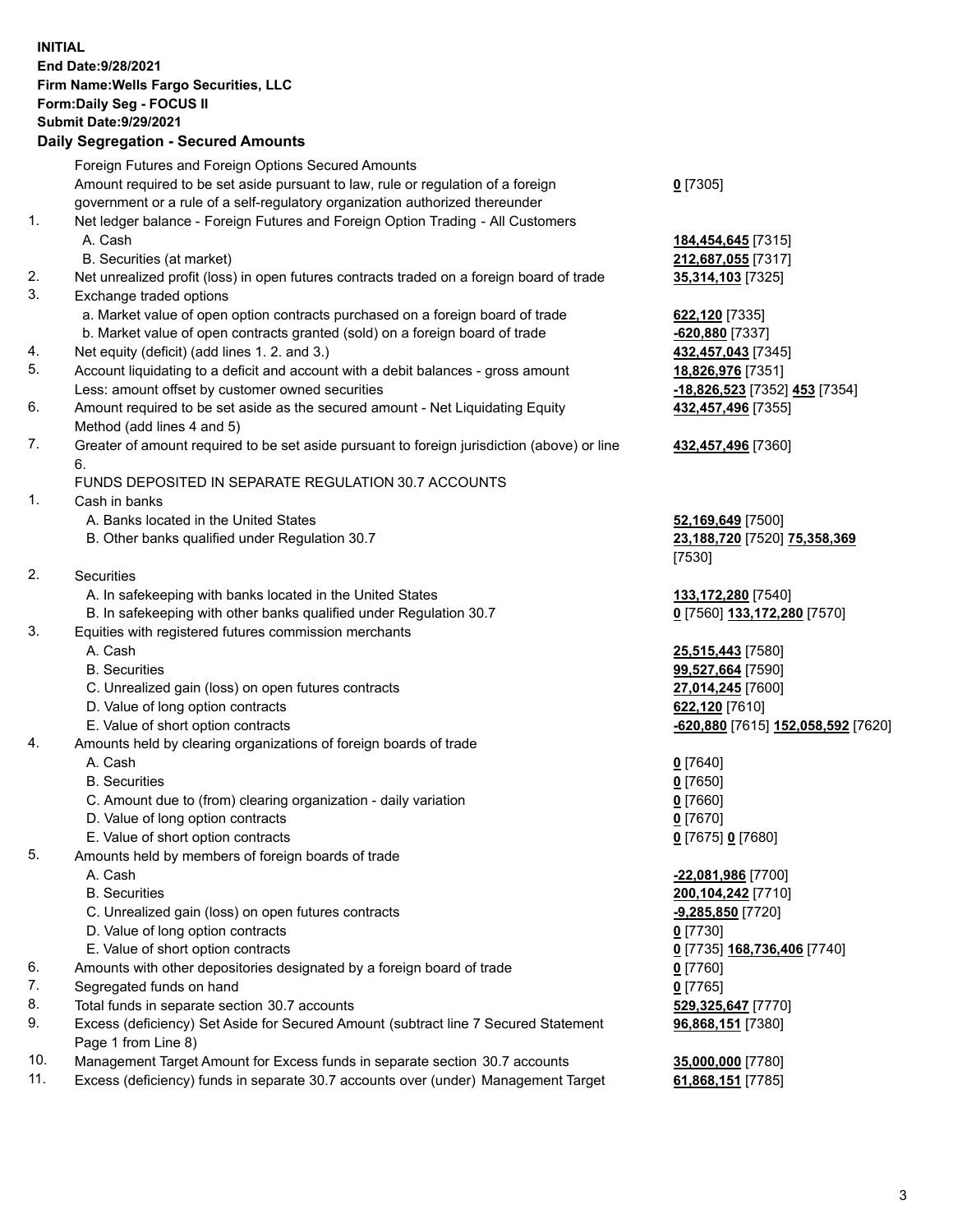**INITIAL**
**End Date:9/28/2021**
**Firm Name:Wells Fargo Securities, LLC**
**Form:Daily Seg - FOCUS II**
**Submit Date:9/29/2021**

## Daily Segregation - Secured Amounts

| | | |
|---|---|---|
| | Foreign Futures and Foreign Options Secured Amounts | |
| | Amount required to be set aside pursuant to law, rule or regulation of a foreign government or a rule of a self-regulatory organization authorized thereunder | **0** [7305] |
| 1. | Net ledger balance - Foreign Futures and Foreign Option Trading - All Customers | |
| | A. Cash | **184,454,645** [7315] |
| | B. Securities (at market) | **212,687,055** [7317] |
| 2. | Net unrealized profit (loss) in open futures contracts traded on a foreign board of trade | **35,314,103** [7325] |
| 3. | Exchange traded options | |
| | a. Market value of open option contracts purchased on a foreign board of trade | **622,120** [7335] |
| | b. Market value of open contracts granted (sold) on a foreign board of trade | **-620,880** [7337] |
| 4. | Net equity (deficit) (add lines 1. 2. and 3.) | **432,457,043** [7345] |
| 5. | Account liquidating to a deficit and account with a debit balances - gross amount | **18,826,976** [7351] |
| | Less: amount offset by customer owned securities | **-18,826,523** [7352] **453** [7354] |
| 6. | Amount required to be set aside as the secured amount - Net Liquidating Equity Method (add lines 4 and 5) | **432,457,496** [7355] |
| 7. | Greater of amount required to be set aside pursuant to foreign jurisdiction (above) or line 6. | **432,457,496** [7360] |
| | FUNDS DEPOSITED IN SEPARATE REGULATION 30.7 ACCOUNTS | |
| 1. | Cash in banks | |
| | A. Banks located in the United States | **52,169,649** [7500] |
| | B. Other banks qualified under Regulation 30.7 | **23,188,720** [7520] **75,358,369** [7530] |
| 2. | Securities | |
| | A. In safekeeping with banks located in the United States | **133,172,280** [7540] |
| | B. In safekeeping with other banks qualified under Regulation 30.7 | **0** [7560] **133,172,280** [7570] |
| 3. | Equities with registered futures commission merchants | |
| | A. Cash | **25,515,443** [7580] |
| | B. Securities | **99,527,664** [7590] |
| | C. Unrealized gain (loss) on open futures contracts | **27,014,245** [7600] |
| | D. Value of long option contracts | **622,120** [7610] |
| | E. Value of short option contracts | **-620,880** [7615] **152,058,592** [7620] |
| 4. | Amounts held by clearing organizations of foreign boards of trade | |
| | A. Cash | **0** [7640] |
| | B. Securities | **0** [7650] |
| | C. Amount due to (from) clearing organization - daily variation | **0** [7660] |
| | D. Value of long option contracts | **0** [7670] |
| | E. Value of short option contracts | **0** [7675] **0** [7680] |
| 5. | Amounts held by members of foreign boards of trade | |
| | A. Cash | **-22,081,986** [7700] |
| | B. Securities | **200,104,242** [7710] |
| | C. Unrealized gain (loss) on open futures contracts | **-9,285,850** [7720] |
| | D. Value of long option contracts | **0** [7730] |
| | E. Value of short option contracts | **0** [7735] **168,736,406** [7740] |
| 6. | Amounts with other depositories designated by a foreign board of trade | **0** [7760] |
| 7. | Segregated funds on hand | **0** [7765] |
| 8. | Total funds in separate section 30.7 accounts | **529,325,647** [7770] |
| 9. | Excess (deficiency) Set Aside for Secured Amount (subtract line 7 Secured Statement Page 1 from Line 8) | **96,868,151** [7380] |
| 10. | Management Target Amount for Excess funds in separate section 30.7 accounts | **35,000,000** [7780] |
| 11. | Excess (deficiency) funds in separate 30.7 accounts over (under) Management Target | **61,868,151** [7785] |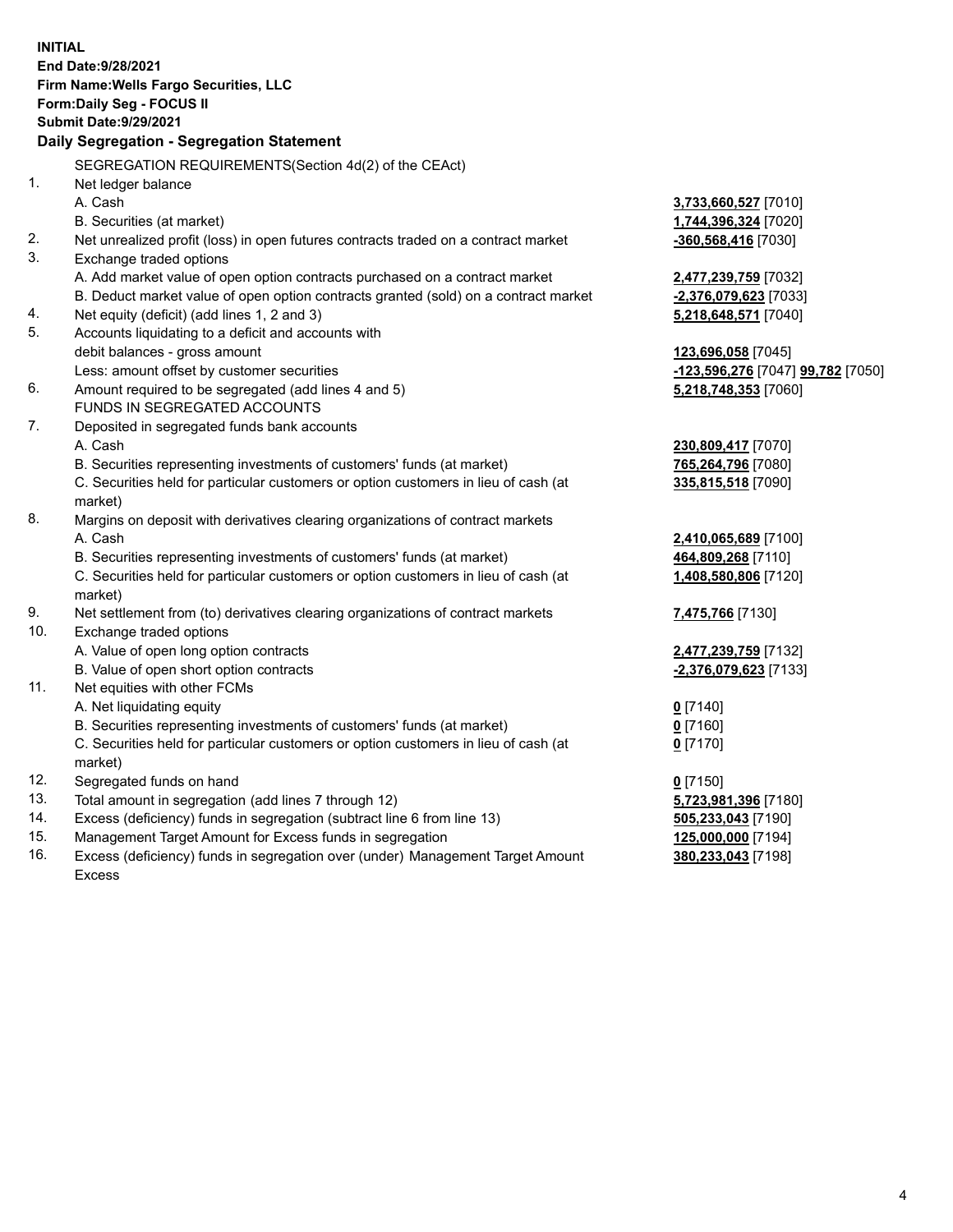**INITIAL**
**End Date:9/28/2021**
**Firm Name:Wells Fargo Securities, LLC**
**Form:Daily Seg - FOCUS II**
**Submit Date:9/29/2021**

**Daily Segregation - Segregation Statement**

| | | |
|---|---|---|
| | SEGREGATION REQUIREMENTS(Section 4d(2) of the CEAct) | |
| 1. | Net ledger balance | |
| | A. Cash | **3,733,660,527** [7010] |
| | B. Securities (at market) | **1,744,396,324** [7020] |
| 2. | Net unrealized profit (loss) in open futures contracts traded on a contract market | **-360,568,416** [7030] |
| 3. | Exchange traded options | |
| | A. Add market value of open option contracts purchased on a contract market | **2,477,239,759** [7032] |
| | B. Deduct market value of open option contracts granted (sold) on a contract market | **-2,376,079,623** [7033] |
| 4. | Net equity (deficit) (add lines 1, 2 and 3) | **5,218,648,571** [7040] |
| 5. | Accounts liquidating to a deficit and accounts with debit balances - gross amount | **123,696,058** [7045] |
| | Less: amount offset by customer securities | **-123,596,276** [7047] **99,782** [7050] |
| 6. | Amount required to be segregated (add lines 4 and 5) | **5,218,748,353** [7060] |
| | FUNDS IN SEGREGATED ACCOUNTS | |
| 7. | Deposited in segregated funds bank accounts | |
| | A. Cash | **230,809,417** [7070] |
| | B. Securities representing investments of customers' funds (at market) | **765,264,796** [7080] |
| | C. Securities held for particular customers or option customers in lieu of cash (at market) | **335,815,518** [7090] |
| 8. | Margins on deposit with derivatives clearing organizations of contract markets | |
| | A. Cash | **2,410,065,689** [7100] |
| | B. Securities representing investments of customers' funds (at market) | **464,809,268** [7110] |
| | C. Securities held for particular customers or option customers in lieu of cash (at market) | **1,408,580,806** [7120] |
| 9. | Net settlement from (to) derivatives clearing organizations of contract markets | **7,475,766** [7130] |
| 10. | Exchange traded options | |
| | A. Value of open long option contracts | **2,477,239,759** [7132] |
| | B. Value of open short option contracts | **-2,376,079,623** [7133] |
| 11. | Net equities with other FCMs | |
| | A. Net liquidating equity | **0** [7140] |
| | B. Securities representing investments of customers' funds (at market) | **0** [7160] |
| | C. Securities held for particular customers or option customers in lieu of cash (at market) | **0** [7170] |
| 12. | Segregated funds on hand | **0** [7150] |
| 13. | Total amount in segregation (add lines 7 through 12) | **5,723,981,396** [7180] |
| 14. | Excess (deficiency) funds in segregation (subtract line 6 from line 13) | **505,233,043** [7190] |
| 15. | Management Target Amount for Excess funds in segregation | **125,000,000** [7194] |
| 16. | Excess (deficiency) funds in segregation over (under) Management Target Amount Excess | **380,233,043** [7198] |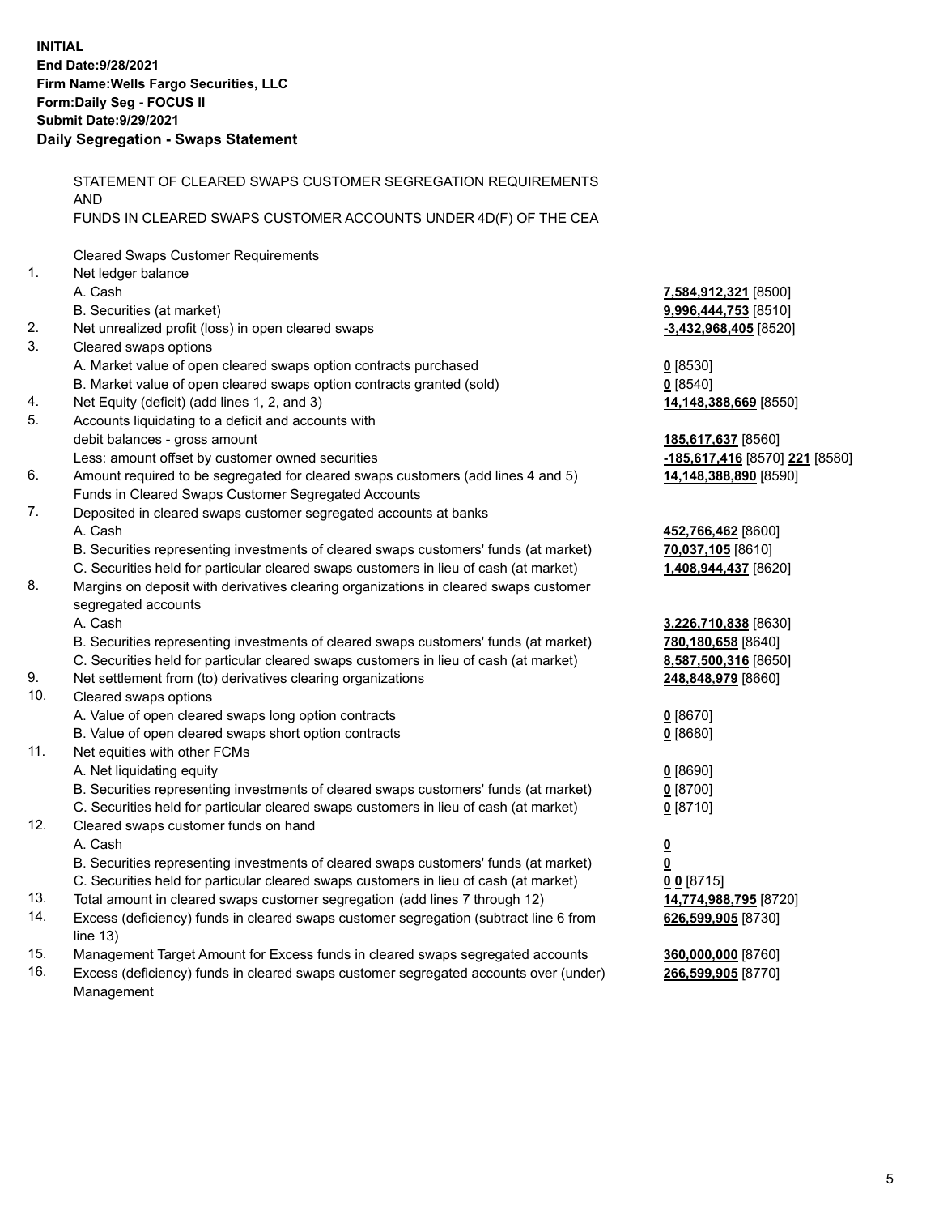**INITIAL**
**End Date:9/28/2021**
**Firm Name:Wells Fargo Securities, LLC**
**Form:Daily Seg - FOCUS II**
**Submit Date:9/29/2021**
**Daily Segregation - Swaps Statement**

STATEMENT OF CLEARED SWAPS CUSTOMER SEGREGATION REQUIREMENTS AND
FUNDS IN CLEARED SWAPS CUSTOMER ACCOUNTS UNDER 4D(F) OF THE CEA

| | | |
|---|---|---|
| | Cleared Swaps Customer Requirements | |
| 1. | Net ledger balance | |
| | A. Cash | **7,584,912,321** [8500] |
| | B. Securities (at market) | **9,996,444,753** [8510] |
| 2. | Net unrealized profit (loss) in open cleared swaps | **-3,432,968,405** [8520] |
| 3. | Cleared swaps options | |
| | A. Market value of open cleared swaps option contracts purchased | **0** [8530] |
| | B. Market value of open cleared swaps option contracts granted (sold) | **0** [8540] |
| 4. | Net Equity (deficit) (add lines 1, 2, and 3) | **14,148,388,669** [8550] |
| 5. | Accounts liquidating to a deficit and accounts with | |
| | debit balances - gross amount | **185,617,637** [8560] |
| | Less: amount offset by customer owned securities | **-185,617,416** [8570] **221** [8580] |
| 6. | Amount required to be segregated for cleared swaps customers (add lines 4 and 5) | **14,148,388,890** [8590] |
| | Funds in Cleared Swaps Customer Segregated Accounts | |
| 7. | Deposited in cleared swaps customer segregated accounts at banks | |
| | A. Cash | **452,766,462** [8600] |
| | B. Securities representing investments of cleared swaps customers' funds (at market) | **70,037,105** [8610] |
| | C. Securities held for particular cleared swaps customers in lieu of cash (at market) | **1,408,944,437** [8620] |
| 8. | Margins on deposit with derivatives clearing organizations in cleared swaps customer segregated accounts | |
| | A. Cash | **3,226,710,838** [8630] |
| | B. Securities representing investments of cleared swaps customers' funds (at market) | **780,180,658** [8640] |
| | C. Securities held for particular cleared swaps customers in lieu of cash (at market) | **8,587,500,316** [8650] |
| 9. | Net settlement from (to) derivatives clearing organizations | **248,848,979** [8660] |
| 10. | Cleared swaps options | |
| | A. Value of open cleared swaps long option contracts | **0** [8670] |
| | B. Value of open cleared swaps short option contracts | **0** [8680] |
| 11. | Net equities with other FCMs | |
| | A. Net liquidating equity | **0** [8690] |
| | B. Securities representing investments of cleared swaps customers' funds (at market) | **0** [8700] |
| | C. Securities held for particular cleared swaps customers in lieu of cash (at market) | **0** [8710] |
| 12. | Cleared swaps customer funds on hand | |
| | A. Cash | **0** |
| | B. Securities representing investments of cleared swaps customers' funds (at market) | **0** |
| | C. Securities held for particular cleared swaps customers in lieu of cash (at market) | **0** **0** [8715] |
| 13. | Total amount in cleared swaps customer segregation (add lines 7 through 12) | **14,774,988,795** [8720] |
| 14. | Excess (deficiency) funds in cleared swaps customer segregation (subtract line 6 from line 13) | **626,599,905** [8730] |
| 15. | Management Target Amount for Excess funds in cleared swaps segregated accounts | **360,000,000** [8760] |
| 16. | Excess (deficiency) funds in cleared swaps customer segregated accounts over (under) Management | **266,599,905** [8770] |